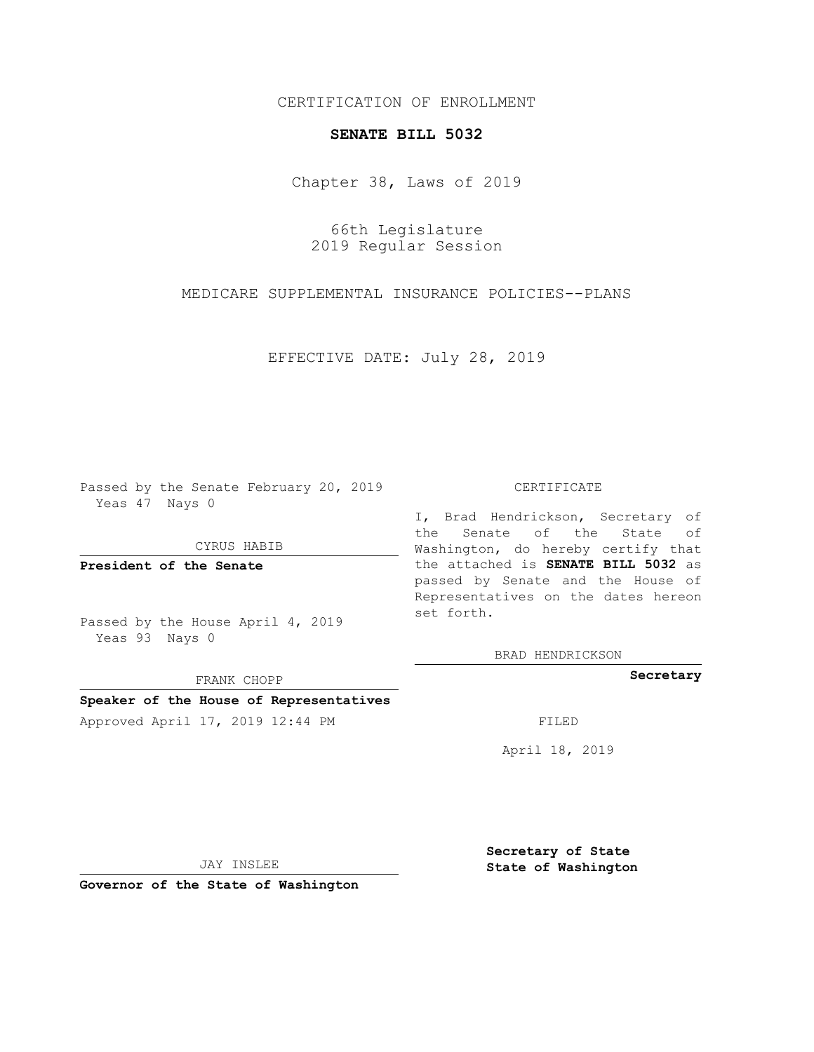CERTIFICATION OF ENROLLMENT

**SENATE BILL 5032**

Chapter 38, Laws of 2019

66th Legislature
2019 Regular Session

MEDICARE SUPPLEMENTAL INSURANCE POLICIES--PLANS

EFFECTIVE DATE: July 28, 2019

Passed by the Senate February 20, 2019
Yeas 47 Nays 0

CYRUS HABIB

**President of the Senate**

Passed by the House April 4, 2019
Yeas 93 Nays 0

FRANK CHOPP

**Speaker of the House of Representatives**

Approved April 17, 2019 12:44 PM

JAY INSLEE

**Governor of the State of Washington**

CERTIFICATE

I, Brad Hendrickson, Secretary of the Senate of the State of Washington, do hereby certify that the attached is **SENATE BILL 5032** as passed by Senate and the House of Representatives on the dates hereon set forth.

BRAD HENDRICKSON

**Secretary**

FILED

April 18, 2019

**Secretary of State**
**State of Washington**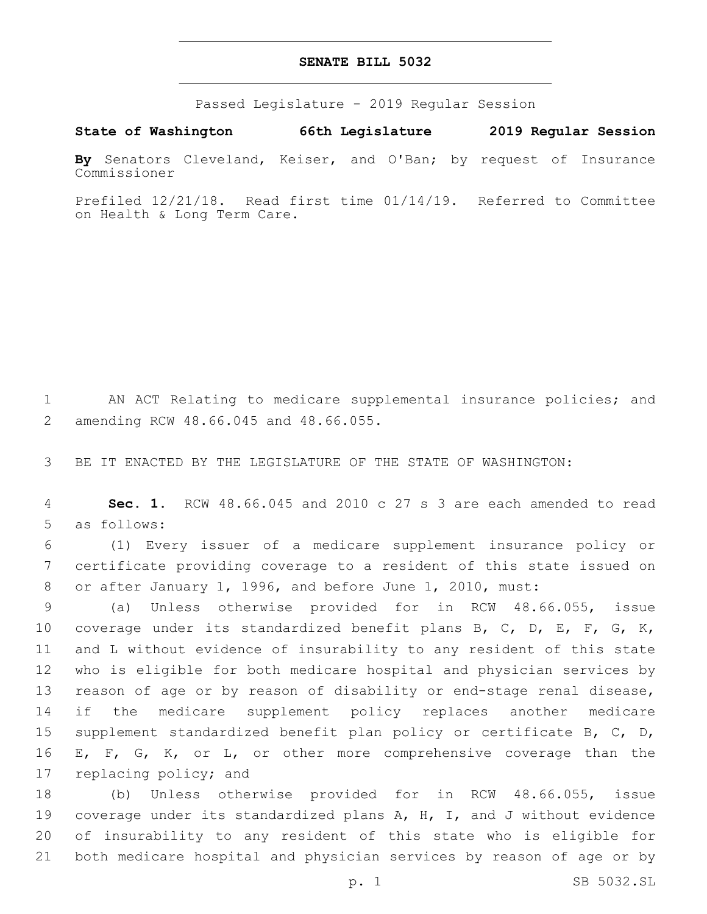# SENATE BILL 5032

Passed Legislature - 2019 Regular Session

**State of Washington 66th Legislature 2019 Regular Session**

**By** Senators Cleveland, Keiser, and O'Ban; by request of Insurance Commissioner

Prefiled 12/21/18. Read first time 01/14/19. Referred to Committee on Health & Long Term Care.

1 AN ACT Relating to medicare supplemental insurance policies; and 2 amending RCW 48.66.045 and 48.66.055.

3 BE IT ENACTED BY THE LEGISLATURE OF THE STATE OF WASHINGTON:

4 **Sec. 1.** RCW 48.66.045 and 2010 c 27 s 3 are each amended to read 5 as follows:

6 (1) Every issuer of a medicare supplement insurance policy or 7 certificate providing coverage to a resident of this state issued on 8 or after January 1, 1996, and before June 1, 2010, must:

9 (a) Unless otherwise provided for in RCW 48.66.055, issue 10 coverage under its standardized benefit plans B, C, D, E, F, G, K, 11 and L without evidence of insurability to any resident of this state 12 who is eligible for both medicare hospital and physician services by 13 reason of age or by reason of disability or end-stage renal disease, 14 if the medicare supplement policy replaces another medicare 15 supplement standardized benefit plan policy or certificate B, C, D, 16 E, F, G, K, or L, or other more comprehensive coverage than the 17 replacing policy; and

18 (b) Unless otherwise provided for in RCW 48.66.055, issue 19 coverage under its standardized plans A, H, I, and J without evidence 20 of insurability to any resident of this state who is eligible for 21 both medicare hospital and physician services by reason of age or by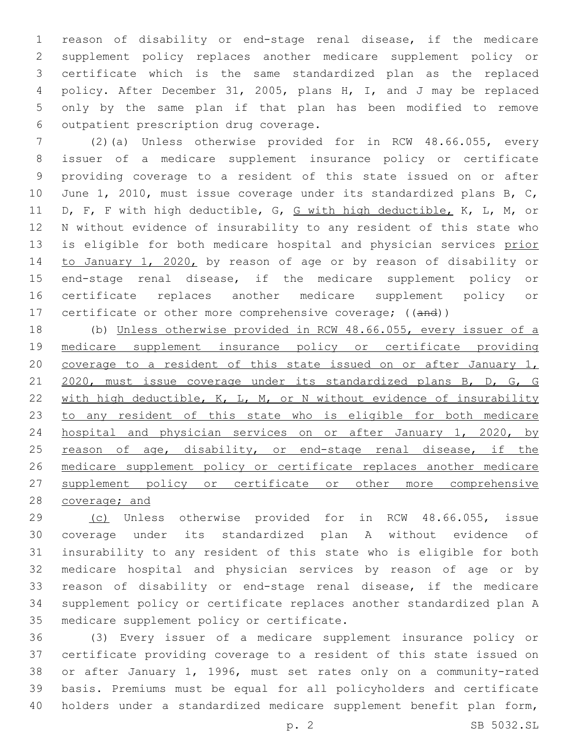reason of disability or end-stage renal disease, if the medicare supplement policy replaces another medicare supplement policy or certificate which is the same standardized plan as the replaced policy. After December 31, 2005, plans H, I, and J may be replaced only by the same plan if that plan has been modified to remove outpatient prescription drug coverage.

(2)(a) Unless otherwise provided for in RCW 48.66.055, every issuer of a medicare supplement insurance policy or certificate providing coverage to a resident of this state issued on or after June 1, 2010, must issue coverage under its standardized plans B, C, D, F, F with high deductible, G, G with high deductible, K, L, M, or N without evidence of insurability to any resident of this state who is eligible for both medicare hospital and physician services prior to January 1, 2020, by reason of age or by reason of disability or end-stage renal disease, if the medicare supplement policy or certificate replaces another medicare supplement policy or certificate or other more comprehensive coverage; ((and))

(b) Unless otherwise provided in RCW 48.66.055, every issuer of a medicare supplement insurance policy or certificate providing coverage to a resident of this state issued on or after January 1, 2020, must issue coverage under its standardized plans B, D, G, G with high deductible, K, L, M, or N without evidence of insurability to any resident of this state who is eligible for both medicare hospital and physician services on or after January 1, 2020, by reason of age, disability, or end-stage renal disease, if the medicare supplement policy or certificate replaces another medicare supplement policy or certificate or other more comprehensive coverage; and

(c) Unless otherwise provided for in RCW 48.66.055, issue coverage under its standardized plan A without evidence of insurability to any resident of this state who is eligible for both medicare hospital and physician services by reason of age or by reason of disability or end-stage renal disease, if the medicare supplement policy or certificate replaces another standardized plan A medicare supplement policy or certificate.

(3) Every issuer of a medicare supplement insurance policy or certificate providing coverage to a resident of this state issued on or after January 1, 1996, must set rates only on a community-rated basis. Premiums must be equal for all policyholders and certificate holders under a standardized medicare supplement benefit plan form,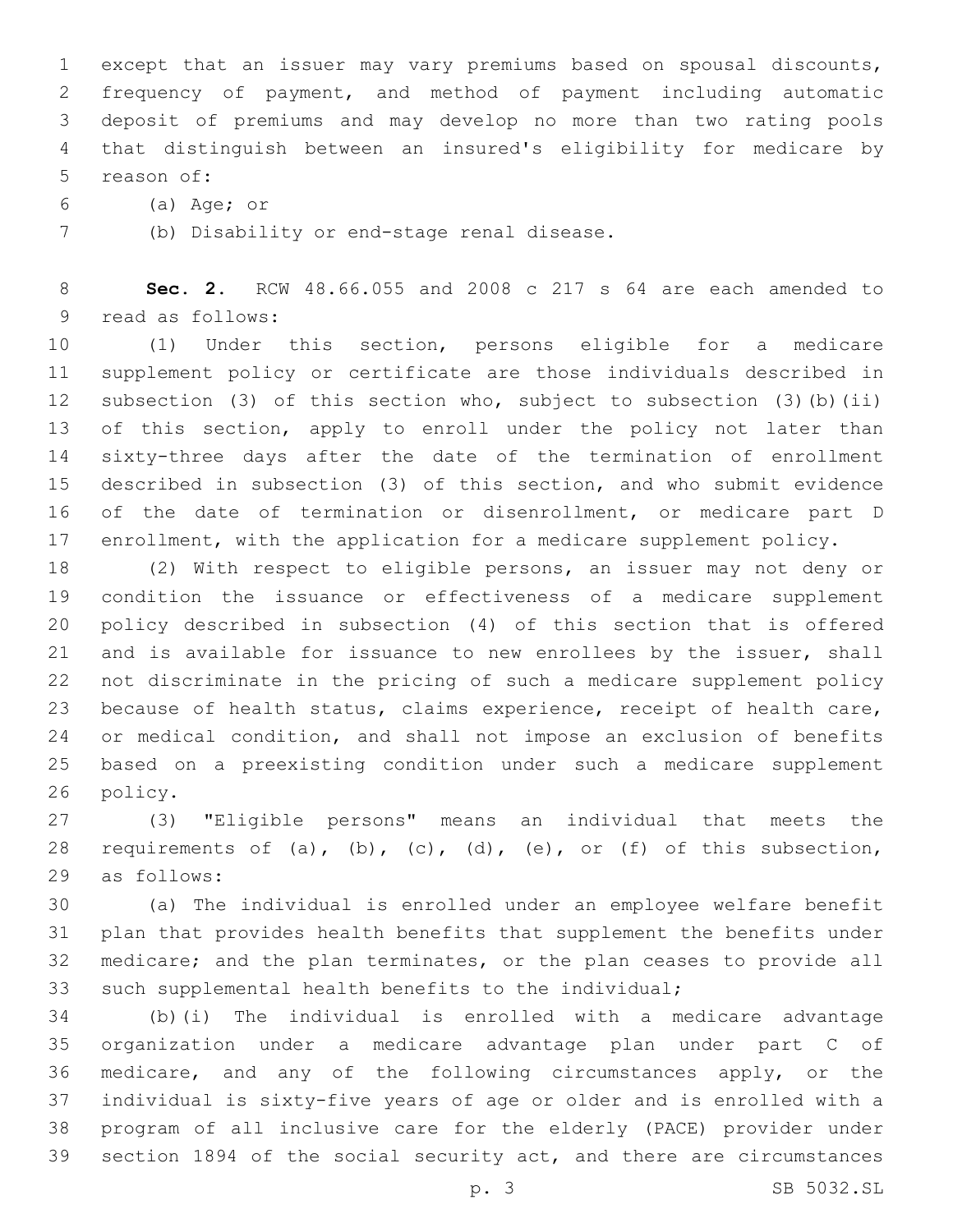except that an issuer may vary premiums based on spousal discounts, frequency of payment, and method of payment including automatic deposit of premiums and may develop no more than two rating pools that distinguish between an insured's eligibility for medicare by reason of:

(a) Age; or

(b) Disability or end-stage renal disease.

**Sec. 2.** RCW 48.66.055 and 2008 c 217 s 64 are each amended to read as follows:

(1) Under this section, persons eligible for a medicare supplement policy or certificate are those individuals described in subsection (3) of this section who, subject to subsection (3)(b)(ii) of this section, apply to enroll under the policy not later than sixty-three days after the date of the termination of enrollment described in subsection (3) of this section, and who submit evidence of the date of termination or disenrollment, or medicare part D enrollment, with the application for a medicare supplement policy.

(2) With respect to eligible persons, an issuer may not deny or condition the issuance or effectiveness of a medicare supplement policy described in subsection (4) of this section that is offered and is available for issuance to new enrollees by the issuer, shall not discriminate in the pricing of such a medicare supplement policy because of health status, claims experience, receipt of health care, or medical condition, and shall not impose an exclusion of benefits based on a preexisting condition under such a medicare supplement policy.

(3) "Eligible persons" means an individual that meets the requirements of (a), (b), (c), (d), (e), or (f) of this subsection, as follows:

(a) The individual is enrolled under an employee welfare benefit plan that provides health benefits that supplement the benefits under medicare; and the plan terminates, or the plan ceases to provide all such supplemental health benefits to the individual;

(b)(i) The individual is enrolled with a medicare advantage organization under a medicare advantage plan under part C of medicare, and any of the following circumstances apply, or the individual is sixty-five years of age or older and is enrolled with a program of all inclusive care for the elderly (PACE) provider under section 1894 of the social security act, and there are circumstances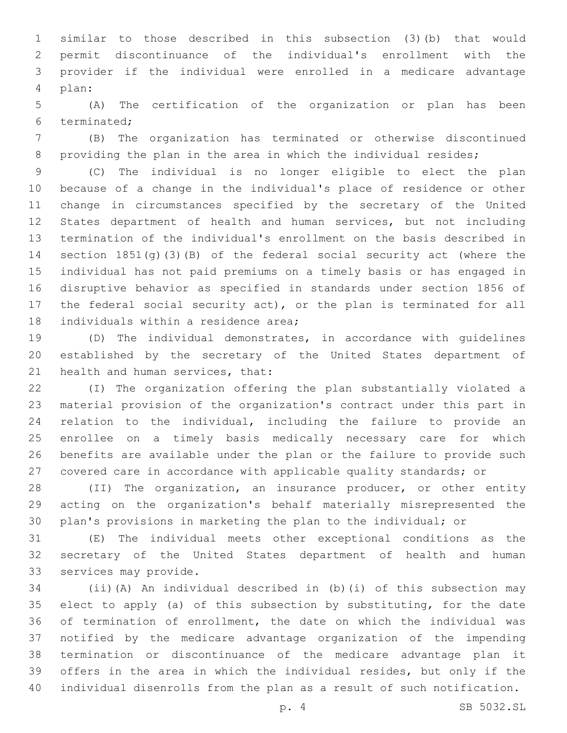similar to those described in this subsection (3)(b) that would permit discontinuance of the individual's enrollment with the provider if the individual were enrolled in a medicare advantage plan:

(A) The certification of the organization or plan has been terminated;

(B) The organization has terminated or otherwise discontinued providing the plan in the area in which the individual resides;

(C) The individual is no longer eligible to elect the plan because of a change in the individual's place of residence or other change in circumstances specified by the secretary of the United States department of health and human services, but not including termination of the individual's enrollment on the basis described in section 1851(g)(3)(B) of the federal social security act (where the individual has not paid premiums on a timely basis or has engaged in disruptive behavior as specified in standards under section 1856 of the federal social security act), or the plan is terminated for all individuals within a residence area;

(D) The individual demonstrates, in accordance with guidelines established by the secretary of the United States department of health and human services, that:

(I) The organization offering the plan substantially violated a material provision of the organization's contract under this part in relation to the individual, including the failure to provide an enrollee on a timely basis medically necessary care for which benefits are available under the plan or the failure to provide such covered care in accordance with applicable quality standards; or

(II) The organization, an insurance producer, or other entity acting on the organization's behalf materially misrepresented the plan's provisions in marketing the plan to the individual; or

(E) The individual meets other exceptional conditions as the secretary of the United States department of health and human services may provide.

(ii)(A) An individual described in (b)(i) of this subsection may elect to apply (a) of this subsection by substituting, for the date of termination of enrollment, the date on which the individual was notified by the medicare advantage organization of the impending termination or discontinuance of the medicare advantage plan it offers in the area in which the individual resides, but only if the individual disenrolls from the plan as a result of such notification.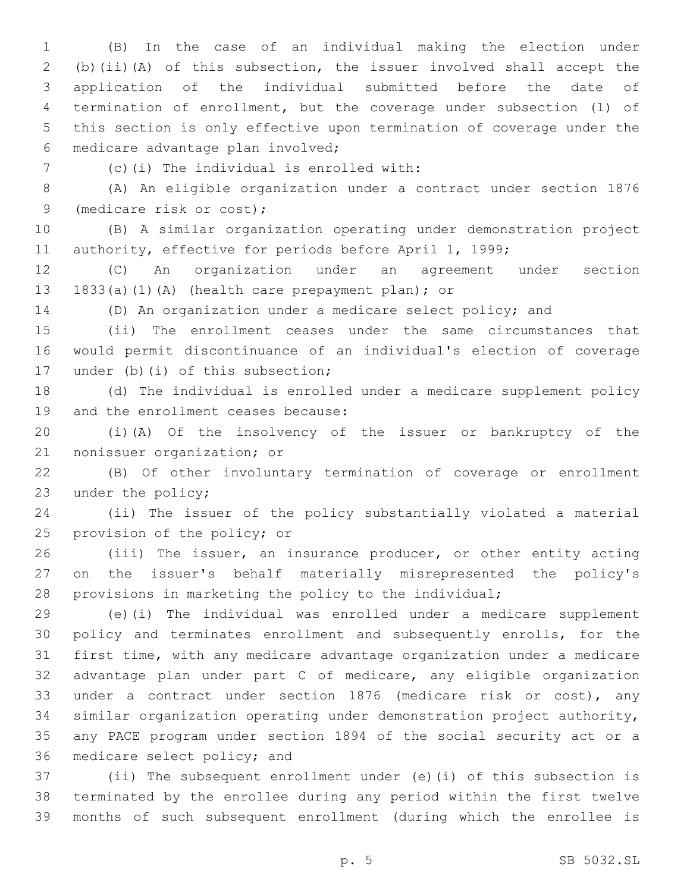(B) In the case of an individual making the election under (b)(ii)(A) of this subsection, the issuer involved shall accept the application of the individual submitted before the date of termination of enrollment, but the coverage under subsection (1) of this section is only effective upon termination of coverage under the medicare advantage plan involved;

(c)(i) The individual is enrolled with:

(A) An eligible organization under a contract under section 1876 (medicare risk or cost);

(B) A similar organization operating under demonstration project authority, effective for periods before April 1, 1999;

(C) An organization under an agreement under section 1833(a)(1)(A) (health care prepayment plan); or

(D) An organization under a medicare select policy; and

(ii) The enrollment ceases under the same circumstances that would permit discontinuance of an individual's election of coverage under (b)(i) of this subsection;

(d) The individual is enrolled under a medicare supplement policy and the enrollment ceases because:

(i)(A) Of the insolvency of the issuer or bankruptcy of the nonissuer organization; or

(B) Of other involuntary termination of coverage or enrollment under the policy;

(ii) The issuer of the policy substantially violated a material provision of the policy; or

(iii) The issuer, an insurance producer, or other entity acting on the issuer's behalf materially misrepresented the policy's provisions in marketing the policy to the individual;

(e)(i) The individual was enrolled under a medicare supplement policy and terminates enrollment and subsequently enrolls, for the first time, with any medicare advantage organization under a medicare advantage plan under part C of medicare, any eligible organization under a contract under section 1876 (medicare risk or cost), any similar organization operating under demonstration project authority, any PACE program under section 1894 of the social security act or a medicare select policy; and

(ii) The subsequent enrollment under (e)(i) of this subsection is terminated by the enrollee during any period within the first twelve months of such subsequent enrollment (during which the enrollee is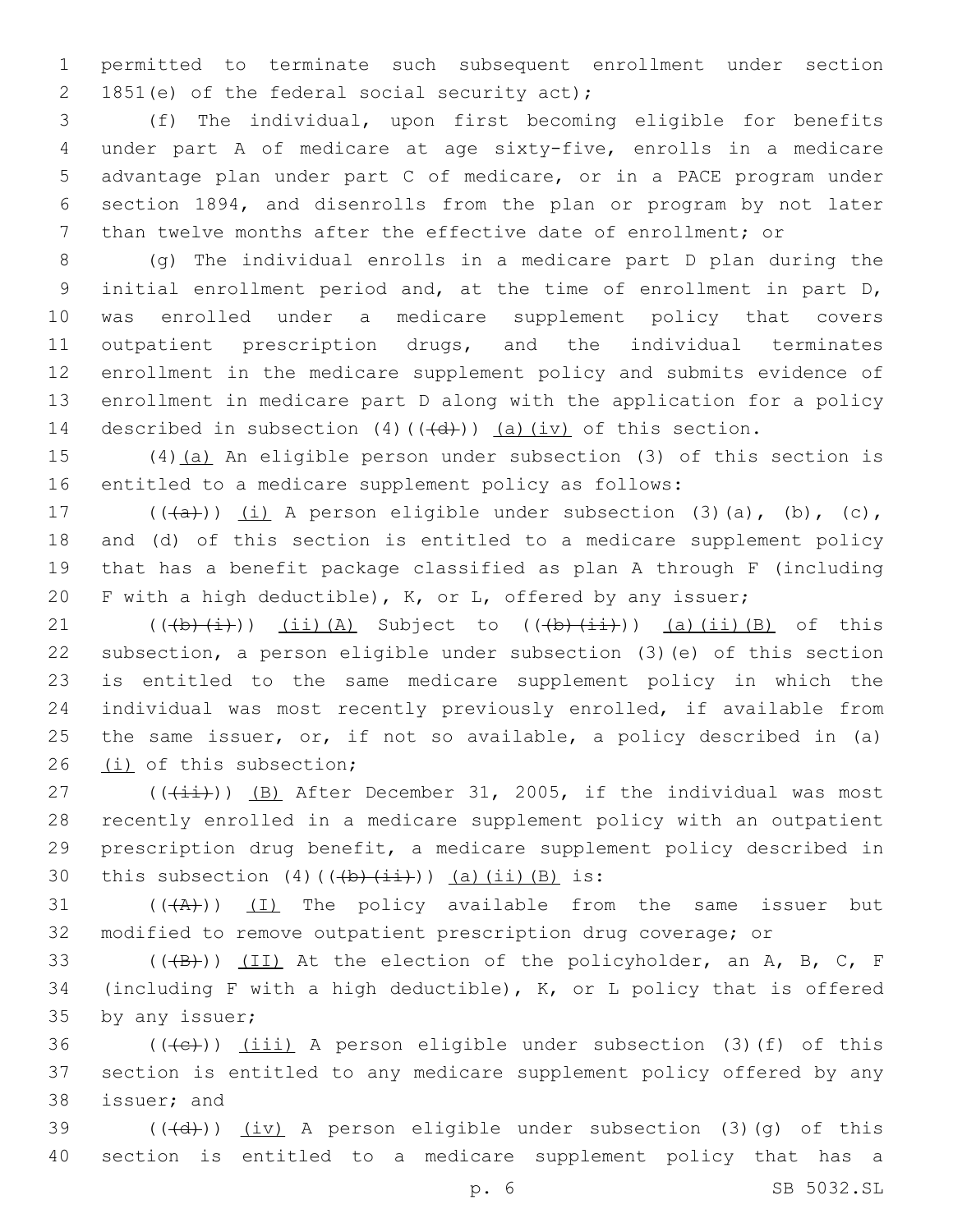permitted to terminate such subsequent enrollment under section 1851(e) of the federal social security act);

(f) The individual, upon first becoming eligible for benefits under part A of medicare at age sixty-five, enrolls in a medicare advantage plan under part C of medicare, or in a PACE program under section 1894, and disenrolls from the plan or program by not later than twelve months after the effective date of enrollment; or

(g) The individual enrolls in a medicare part D plan during the initial enrollment period and, at the time of enrollment in part D, was enrolled under a medicare supplement policy that covers outpatient prescription drugs, and the individual terminates enrollment in the medicare supplement policy and submits evidence of enrollment in medicare part D along with the application for a policy described in subsection (4)((~~(d)~~)) <u>(a)(iv)</u> of this section.

(4)<u>(a)</u> An eligible person under subsection (3) of this section is entitled to a medicare supplement policy as follows:

((~~(a)~~)) <u>(i)</u> A person eligible under subsection (3)(a), (b), (c), and (d) of this section is entitled to a medicare supplement policy that has a benefit package classified as plan A through F (including F with a high deductible), K, or L, offered by any issuer;

((~~(b)(i)~~)) <u>(ii)(A)</u> Subject to ((~~(b)(ii)~~)) <u>(a)(ii)(B)</u> of this subsection, a person eligible under subsection (3)(e) of this section is entitled to the same medicare supplement policy in which the individual was most recently previously enrolled, if available from the same issuer, or, if not so available, a policy described in (a) <u>(i)</u> of this subsection;

((~~(ii)~~)) <u>(B)</u> After December 31, 2005, if the individual was most recently enrolled in a medicare supplement policy with an outpatient prescription drug benefit, a medicare supplement policy described in this subsection (4)((~~(b)(ii)~~)) <u>(a)(ii)(B)</u> is:

((~~(A)~~)) <u>(I)</u> The policy available from the same issuer but modified to remove outpatient prescription drug coverage; or

((~~(B)~~)) <u>(II)</u> At the election of the policyholder, an A, B, C, F (including F with a high deductible), K, or L policy that is offered by any issuer;

((~~(c)~~)) <u>(iii)</u> A person eligible under subsection (3)(f) of this section is entitled to any medicare supplement policy offered by any issuer; and

((~~(d)~~)) <u>(iv)</u> A person eligible under subsection (3)(g) of this section is entitled to a medicare supplement policy that has a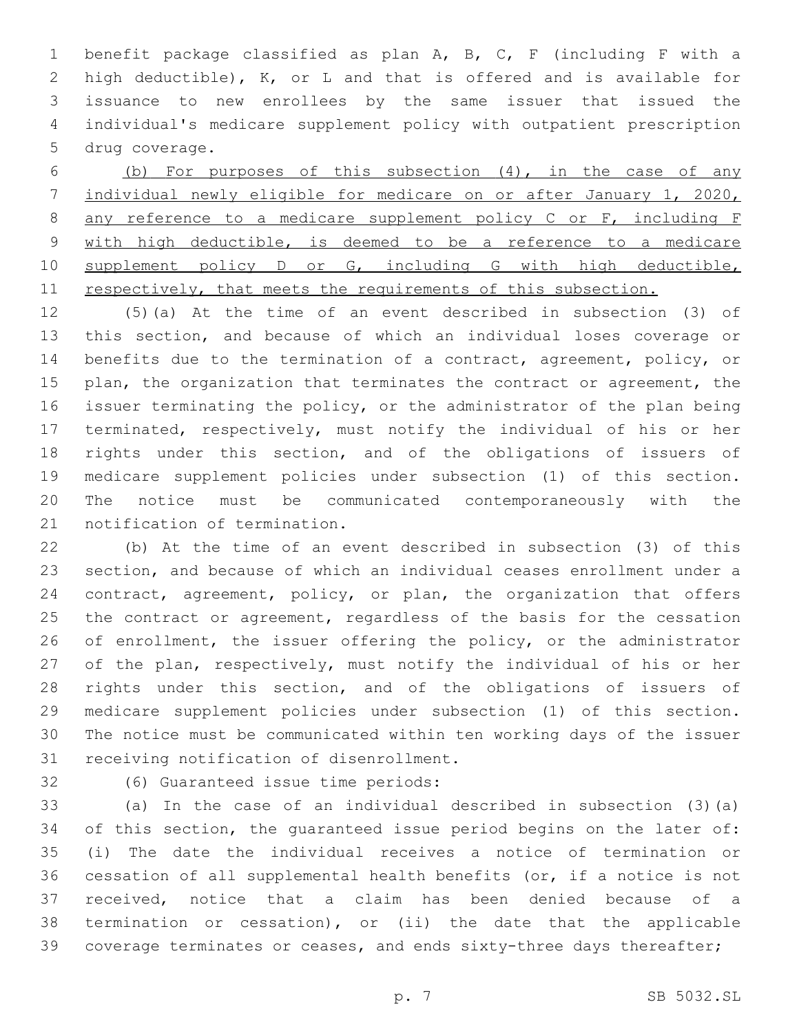benefit package classified as plan A, B, C, F (including F with a high deductible), K, or L and that is offered and is available for issuance to new enrollees by the same issuer that issued the individual's medicare supplement policy with outpatient prescription drug coverage.

<u>(b) For purposes of this subsection (4), in the case of any individual newly eligible for medicare on or after January 1, 2020, any reference to a medicare supplement policy C or F, including F with high deductible, is deemed to be a reference to a medicare supplement policy D or G, including G with high deductible, respectively, that meets the requirements of this subsection.</u>

(5)(a) At the time of an event described in subsection (3) of this section, and because of which an individual loses coverage or benefits due to the termination of a contract, agreement, policy, or plan, the organization that terminates the contract or agreement, the issuer terminating the policy, or the administrator of the plan being terminated, respectively, must notify the individual of his or her rights under this section, and of the obligations of issuers of medicare supplement policies under subsection (1) of this section. The notice must be communicated contemporaneously with the notification of termination.

(b) At the time of an event described in subsection (3) of this section, and because of which an individual ceases enrollment under a contract, agreement, policy, or plan, the organization that offers the contract or agreement, regardless of the basis for the cessation of enrollment, the issuer offering the policy, or the administrator of the plan, respectively, must notify the individual of his or her rights under this section, and of the obligations of issuers of medicare supplement policies under subsection (1) of this section. The notice must be communicated within ten working days of the issuer receiving notification of disenrollment.

(6) Guaranteed issue time periods:

(a) In the case of an individual described in subsection (3)(a) of this section, the guaranteed issue period begins on the later of: (i) The date the individual receives a notice of termination or cessation of all supplemental health benefits (or, if a notice is not received, notice that a claim has been denied because of a termination or cessation), or (ii) the date that the applicable coverage terminates or ceases, and ends sixty-three days thereafter;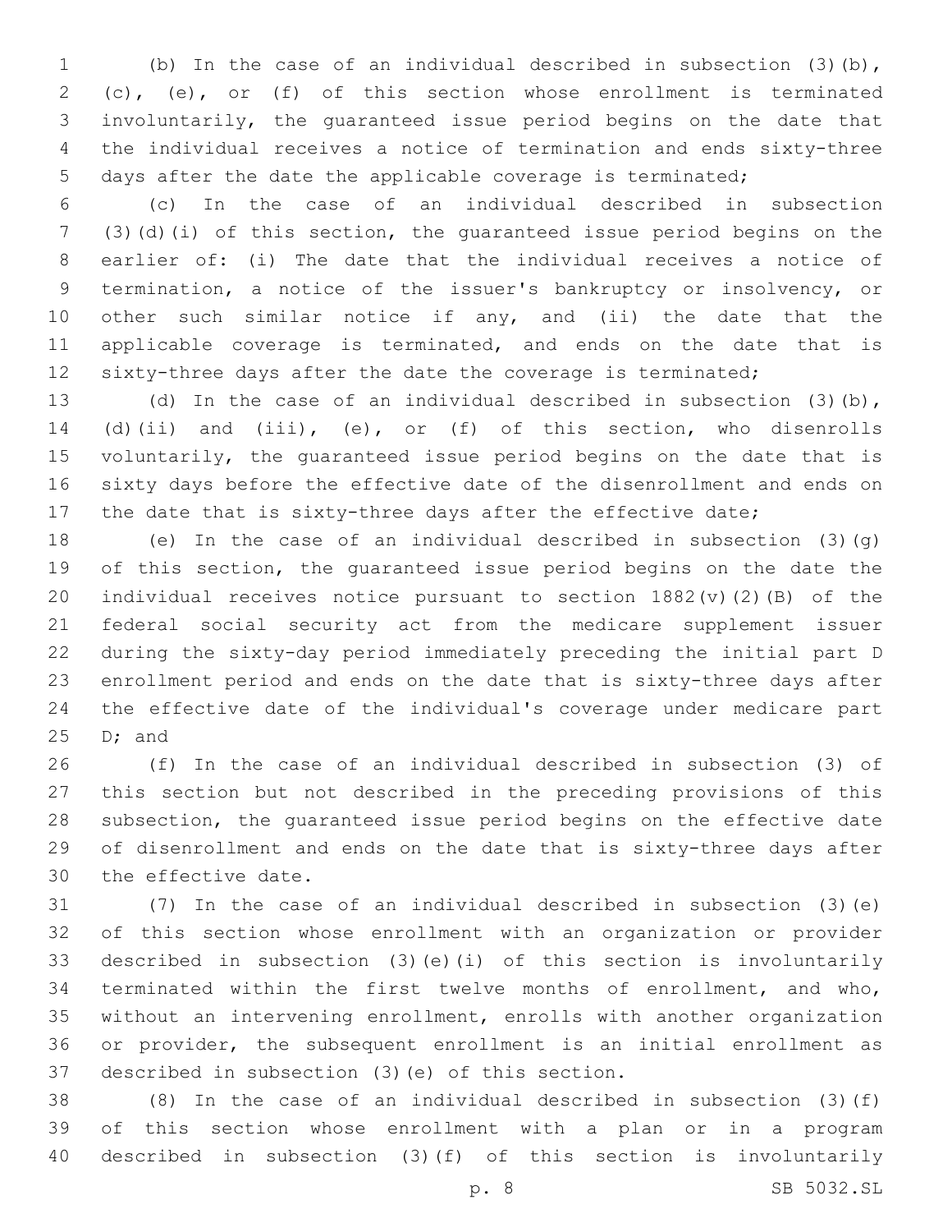(b) In the case of an individual described in subsection (3)(b), (c), (e), or (f) of this section whose enrollment is terminated involuntarily, the guaranteed issue period begins on the date that the individual receives a notice of termination and ends sixty-three days after the date the applicable coverage is terminated;

(c) In the case of an individual described in subsection (3)(d)(i) of this section, the guaranteed issue period begins on the earlier of: (i) The date that the individual receives a notice of termination, a notice of the issuer's bankruptcy or insolvency, or other such similar notice if any, and (ii) the date that the applicable coverage is terminated, and ends on the date that is sixty-three days after the date the coverage is terminated;

(d) In the case of an individual described in subsection (3)(b), (d)(ii) and (iii), (e), or (f) of this section, who disenrolls voluntarily, the guaranteed issue period begins on the date that is sixty days before the effective date of the disenrollment and ends on the date that is sixty-three days after the effective date;

(e) In the case of an individual described in subsection (3)(g) of this section, the guaranteed issue period begins on the date the individual receives notice pursuant to section 1882(v)(2)(B) of the federal social security act from the medicare supplement issuer during the sixty-day period immediately preceding the initial part D enrollment period and ends on the date that is sixty-three days after the effective date of the individual's coverage under medicare part D; and

(f) In the case of an individual described in subsection (3) of this section but not described in the preceding provisions of this subsection, the guaranteed issue period begins on the effective date of disenrollment and ends on the date that is sixty-three days after the effective date.

(7) In the case of an individual described in subsection (3)(e) of this section whose enrollment with an organization or provider described in subsection (3)(e)(i) of this section is involuntarily terminated within the first twelve months of enrollment, and who, without an intervening enrollment, enrolls with another organization or provider, the subsequent enrollment is an initial enrollment as described in subsection (3)(e) of this section.

(8) In the case of an individual described in subsection (3)(f) of this section whose enrollment with a plan or in a program described in subsection (3)(f) of this section is involuntarily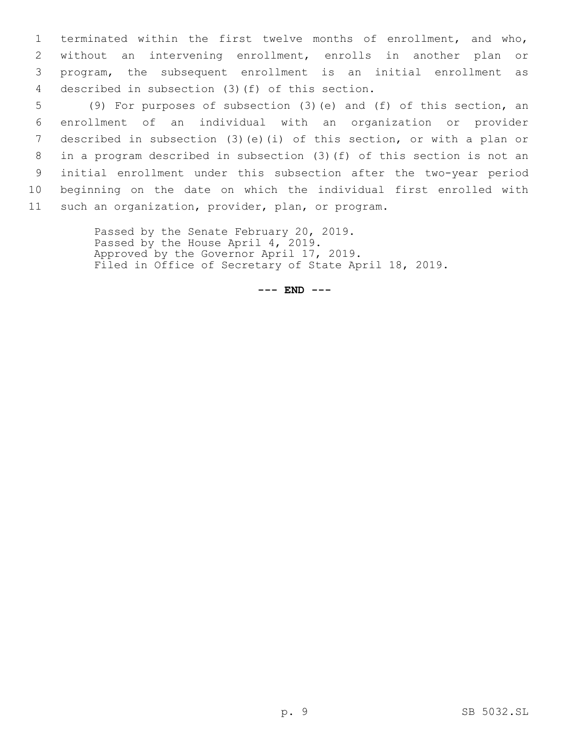terminated within the first twelve months of enrollment, and who, without an intervening enrollment, enrolls in another plan or program, the subsequent enrollment is an initial enrollment as described in subsection (3)(f) of this section.

(9) For purposes of subsection (3)(e) and (f) of this section, an enrollment of an individual with an organization or provider described in subsection (3)(e)(i) of this section, or with a plan or in a program described in subsection (3)(f) of this section is not an initial enrollment under this subsection after the two-year period beginning on the date on which the individual first enrolled with such an organization, provider, plan, or program.

Passed by the Senate February 20, 2019.
Passed by the House April 4, 2019.
Approved by the Governor April 17, 2019.
Filed in Office of Secretary of State April 18, 2019.

**--- END ---**